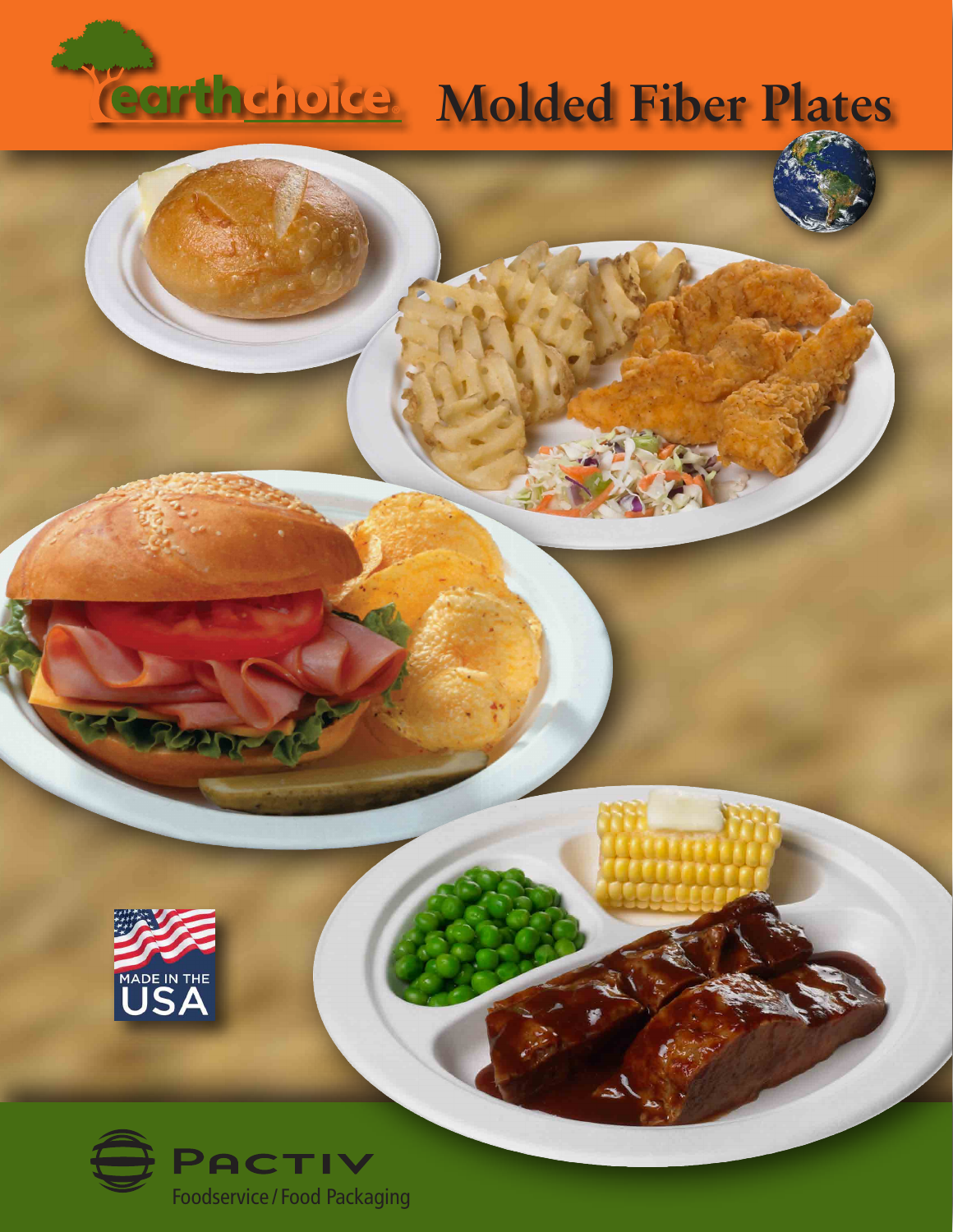earthchoice

# Molded Fiber Plates

MADE IN THE USA

PACTIV

Foodservice / Food Packaging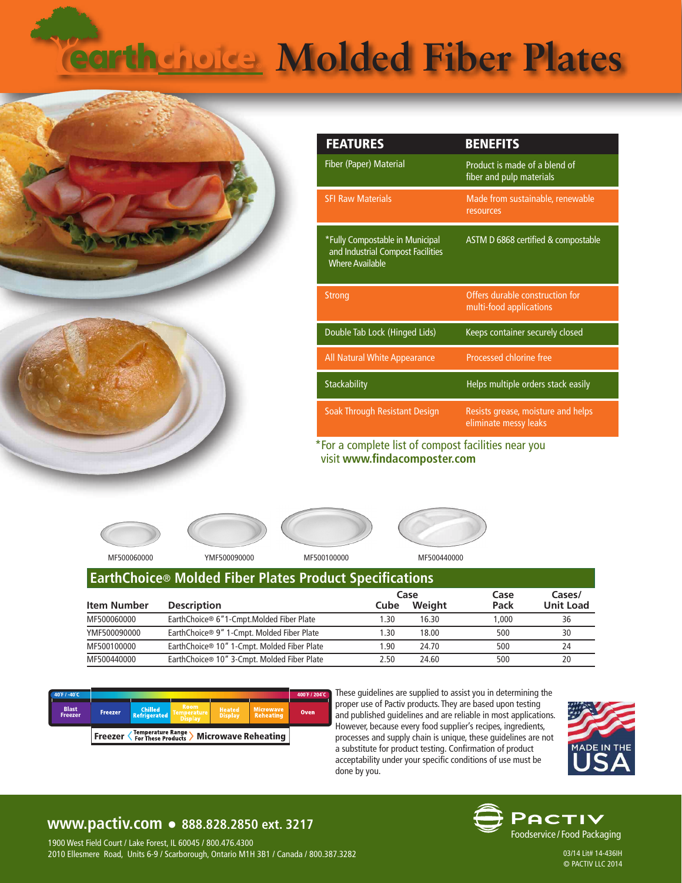# earthchoice Molded Fiber Plates

| FEATURES | BENEFITS |
| --- | --- |
| Fiber (Paper) Material | Product is made of a blend of fiber and pulp materials |
| SFI Raw Materials | Made from sustainable, renewable resources |
| *Fully Compostable in Municipal and Industrial Compost Facilities Where Available | ASTM D 6868 certified & compostable |
| Strong | Offers durable construction for multi-food applications |
| Double Tab Lock (Hinged Lids) | Keeps container securely closed |
| All Natural White Appearance | Processed chlorine free |
| Stackability | Helps multiple orders stack easily |
| Soak Through Resistant Design | Resists grease, moisture and helps eliminate messy leaks |

*For a complete list of compost facilities near you visit **www.findacomposter.com**

MF500060000 YMF500090000 MF500100000 MF500440000

## EarthChoice® Molded Fiber Plates Product Specifications

| Item Number | Description | Case Cube | Case Weight | Case Pack | Cases/ Unit Load |
| --- | --- | --- | --- | --- | --- |
| MF500060000 | EarthChoice® 6"1-Cmpt.Molded Fiber Plate | 1.30 | 16.30 | 1,000 | 36 |
| YMF500090000 | EarthChoice® 9" 1-Cmpt. Molded Fiber Plate | 1.30 | 18.00 | 500 | 30 |
| MF500100000 | EarthChoice® 10" 1-Cmpt. Molded Fiber Plate | 1.90 | 24.70 | 500 | 24 |
| MF500440000 | EarthChoice® 10" 3-Cmpt. Molded Fiber Plate | 2.50 | 24.60 | 500 | 20 |

40°F / -40°C
400°F / 204°C
Blast Freezer
Freezer
Chilled Refrigerated
Room Temperature Display
Heated Display
Microwave Reheating
Oven
Freezer < Temperature Range For These Products > Microwave Reheating

These guidelines are supplied to assist you in determining the proper use of Pactiv products. They are based upon testing and published guidelines and are reliable in most applications. However, because every food supplier's recipes, ingredients, processes and supply chain is unique, these guidelines are not a substitute for product testing. Confirmation of product acceptability under your specific conditions of use must be done by you.

MADE IN THE USA

**www.pactiv.com • 888.828.2850 ext. 3217**

1900 West Field Court / Lake Forest, IL 60045 / 800.476.4300
2010 Ellesmere Road, Units 6-9 / Scarborough, Ontario M1H 3B1 / Canada / 800.387.3282

PACTIV Foodservice / Food Packaging

03/14 Lit# 14-436IH
© PACTIV LLC 2014